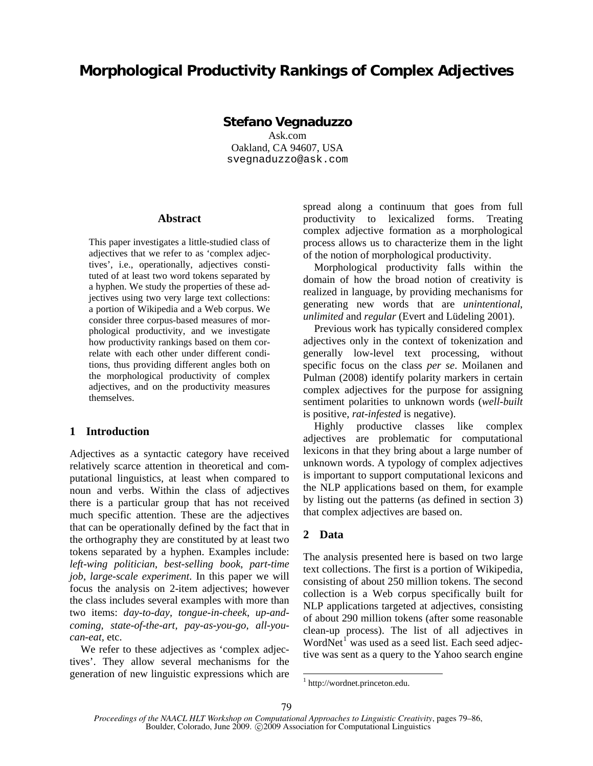# Morphological Productivity Rankings of Complex Adjectives

**Stefano Vegnaduzzo**
Ask.com
Oakland, CA 94607, USA
svegnaduzzo@ask.com

## Abstract

This paper investigates a little-studied class of adjectives that we refer to as 'complex adjectives', i.e., operationally, adjectives constituted of at least two word tokens separated by a hyphen. We study the properties of these adjectives using two very large text collections: a portion of Wikipedia and a Web corpus. We consider three corpus-based measures of morphological productivity, and we investigate how productivity rankings based on them correlate with each other under different conditions, thus providing different angles both on the morphological productivity of complex adjectives, and on the productivity measures themselves.

## 1 Introduction

Adjectives as a syntactic category have received relatively scarce attention in theoretical and computational linguistics, at least when compared to noun and verbs. Within the class of adjectives there is a particular group that has not received much specific attention. These are the adjectives that can be operationally defined by the fact that in the orthography they are constituted by at least two tokens separated by a hyphen. Examples include: *left-wing politician*, *best-selling book*, *part-time job*, *large-scale experiment*. In this paper we will focus the analysis on 2-item adjectives; however the class includes several examples with more than two items: *day-to-day*, *tongue-in-cheek*, *up-and-coming*, *state-of-the-art*, *pay-as-you-go*, *all-you-can-eat*, etc.

We refer to these adjectives as 'complex adjectives'. They allow several mechanisms for the generation of new linguistic expressions which are spread along a continuum that goes from full productivity to lexicalized forms. Treating complex adjective formation as a morphological process allows us to characterize them in the light of the notion of morphological productivity.

Morphological productivity falls within the domain of how the broad notion of creativity is realized in language, by providing mechanisms for generating new words that are *unintentional*, *unlimited* and *regular* (Evert and Lüdeling 2001).

Previous work has typically considered complex adjectives only in the context of tokenization and generally low-level text processing, without specific focus on the class *per se*. Moilanen and Pulman (2008) identify polarity markers in certain complex adjectives for the purpose for assigning sentiment polarities to unknown words (*well-built* is positive, *rat-infested* is negative).

Highly productive classes like complex adjectives are problematic for computational lexicons in that they bring about a large number of unknown words. A typology of complex adjectives is important to support computational lexicons and the NLP applications based on them, for example by listing out the patterns (as defined in section 3) that complex adjectives are based on.

## 2 Data

The analysis presented here is based on two large text collections. The first is a portion of Wikipedia, consisting of about 250 million tokens. The second collection is a Web corpus specifically built for NLP applications targeted at adjectives, consisting of about 290 million tokens (after some reasonable clean-up process). The list of all adjectives in WordNet[1] was used as a seed list. Each seed adjective was sent as a query to the Yahoo search engine

[1] http://wordnet.princeton.edu.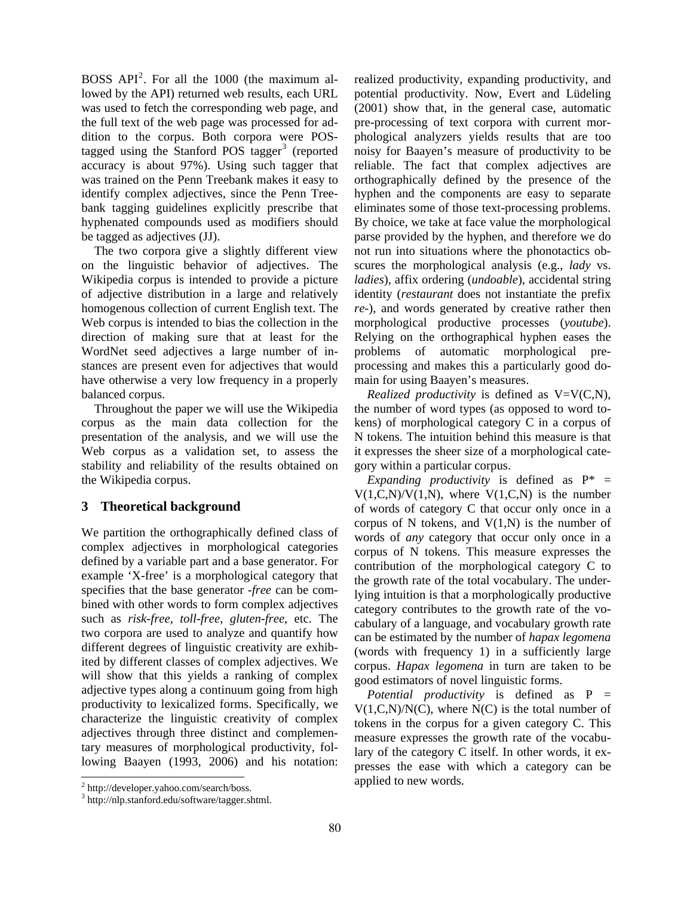BOSS API[2]. For all the 1000 (the maximum allowed by the API) returned web results, each URL was used to fetch the corresponding web page, and the full text of the web page was processed for addition to the corpus. Both corpora were POS-tagged using the Stanford POS tagger[3] (reported accuracy is about 97%). Using such tagger that was trained on the Penn Treebank makes it easy to identify complex adjectives, since the Penn Treebank tagging guidelines explicitly prescribe that hyphenated compounds used as modifiers should be tagged as adjectives (JJ).

The two corpora give a slightly different view on the linguistic behavior of adjectives. The Wikipedia corpus is intended to provide a picture of adjective distribution in a large and relatively homogenous collection of current English text. The Web corpus is intended to bias the collection in the direction of making sure that at least for the WordNet seed adjectives a large number of instances are present even for adjectives that would have otherwise a very low frequency in a properly balanced corpus.

Throughout the paper we will use the Wikipedia corpus as the main data collection for the presentation of the analysis, and we will use the Web corpus as a validation set, to assess the stability and reliability of the results obtained on the Wikipedia corpus.

## 3 Theoretical background

We partition the orthographically defined class of complex adjectives in morphological categories defined by a variable part and a base generator. For example 'X-free' is a morphological category that specifies that the base generator *-free* can be combined with other words to form complex adjectives such as *risk-free*, *toll-free*, *gluten-free*, etc. The two corpora are used to analyze and quantify how different degrees of linguistic creativity are exhibited by different classes of complex adjectives. We will show that this yields a ranking of complex adjective types along a continuum going from high productivity to lexicalized forms. Specifically, we characterize the linguistic creativity of complex adjectives through three distinct and complementary measures of morphological productivity, following Baayen (1993, 2006) and his notation: realized productivity, expanding productivity, and potential productivity. Now, Evert and Lüdeling (2001) show that, in the general case, automatic pre-processing of text corpora with current morphological analyzers yields results that are too noisy for Baayen's measure of productivity to be reliable. The fact that complex adjectives are orthographically defined by the presence of the hyphen and the components are easy to separate eliminates some of those text-processing problems. By choice, we take at face value the morphological parse provided by the hyphen, and therefore we do not run into situations where the phonotactics obscures the morphological analysis (e.g., *lady* vs. *ladies*), affix ordering (*undoable*), accidental string identity (*restaurant* does not instantiate the prefix *re-*), and words generated by creative rather then morphological productive processes (*youtube*). Relying on the orthographical hyphen eases the problems of automatic morphological pre-processing and makes this a particularly good domain for using Baayen's measures.

*Realized productivity* is defined as $V=V(C,N)$, the number of word types (as opposed to word tokens) of morphological category C in a corpus of N tokens. The intuition behind this measure is that it expresses the sheer size of a morphological category within a particular corpus.

*Expanding productivity* is defined as $P^* = V(1,C,N)/V(1,N)$, where $V(1,C,N)$ is the number of words of category C that occur only once in a corpus of N tokens, and $V(1,N)$ is the number of words of *any* category that occur only once in a corpus of N tokens. This measure expresses the contribution of the morphological category C to the growth rate of the total vocabulary. The underlying intuition is that a morphologically productive category contributes to the growth rate of the vocabulary of a language, and vocabulary growth rate can be estimated by the number of *hapax legomena* (words with frequency 1) in a sufficiently large corpus. *Hapax legomena* in turn are taken to be good estimators of novel linguistic forms.

*Potential productivity* is defined as $P = V(1,C,N)/N(C)$, where $N(C)$ is the total number of tokens in the corpus for a given category C. This measure expresses the growth rate of the vocabulary of the category C itself. In other words, it expresses the ease with which a category can be applied to new words.

[2] http://developer.yahoo.com/search/boss.

[3] http://nlp.stanford.edu/software/tagger.shtml.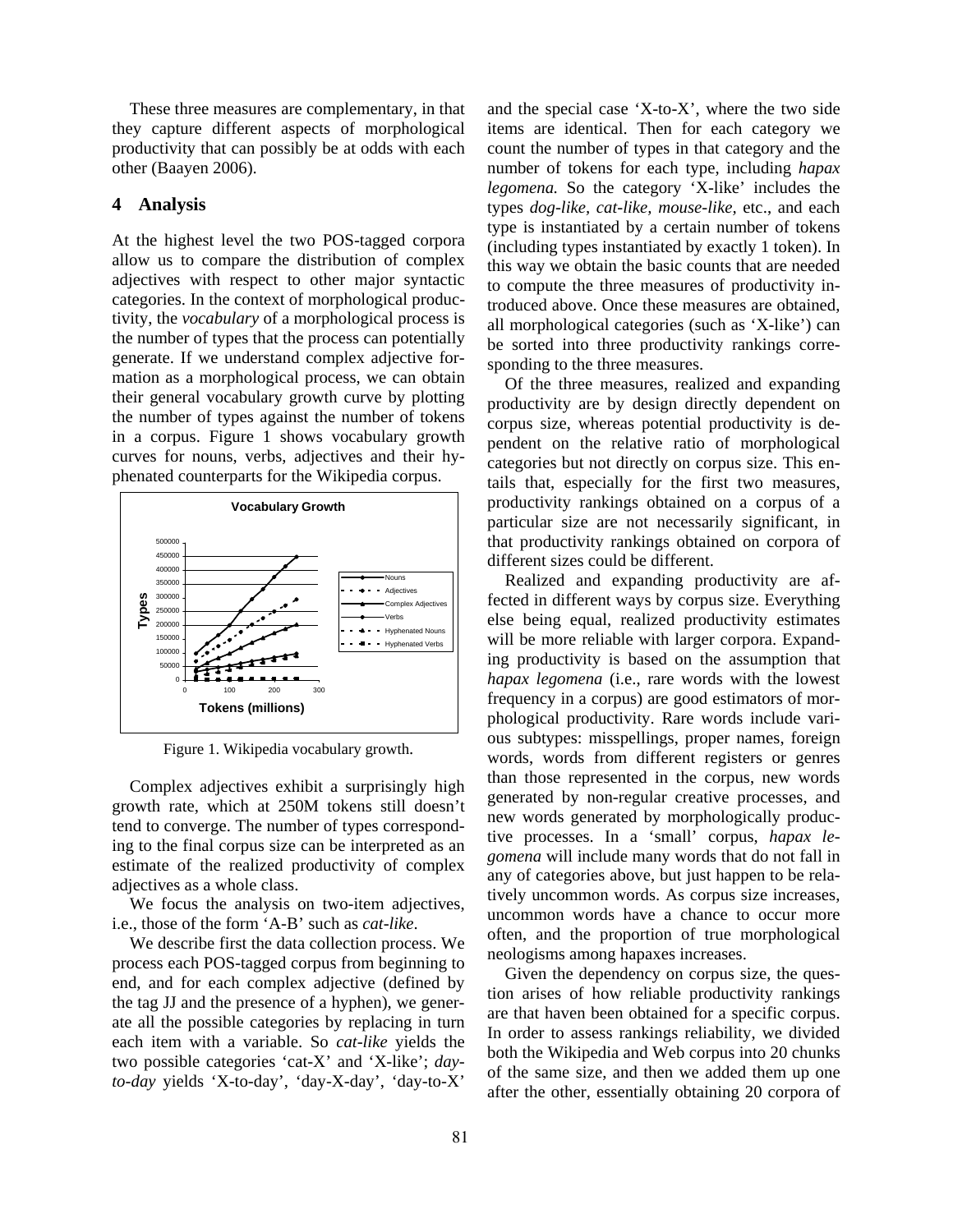These three measures are complementary, in that they capture different aspects of morphological productivity that can possibly be at odds with each other (Baayen 2006).

## 4 Analysis

At the highest level the two POS-tagged corpora allow us to compare the distribution of complex adjectives with respect to other major syntactic categories. In the context of morphological productivity, the *vocabulary* of a morphological process is the number of types that the process can potentially generate. If we understand complex adjective formation as a morphological process, we can obtain their general vocabulary growth curve by plotting the number of types against the number of tokens in a corpus. Figure 1 shows vocabulary growth curves for nouns, verbs, adjectives and their hyphenated counterparts for the Wikipedia corpus.

Figure 1. Wikipedia vocabulary growth.

Complex adjectives exhibit a surprisingly high growth rate, which at 250M tokens still doesn't tend to converge. The number of types corresponding to the final corpus size can be interpreted as an estimate of the realized productivity of complex adjectives as a whole class.

We focus the analysis on two-item adjectives, i.e., those of the form 'A-B' such as *cat-like*.

We describe first the data collection process. We process each POS-tagged corpus from beginning to end, and for each complex adjective (defined by the tag JJ and the presence of a hyphen), we generate all the possible categories by replacing in turn each item with a variable. So *cat-like* yields the two possible categories 'cat-X' and 'X-like'; *day-to-day* yields 'X-to-day', 'day-X-day', 'day-to-X' and the special case 'X-to-X', where the two side items are identical. Then for each category we count the number of types in that category and the number of tokens for each type, including *hapax legomena.* So the category 'X-like' includes the types *dog-like, cat-like, mouse-like,* etc., and each type is instantiated by a certain number of tokens (including types instantiated by exactly 1 token). In this way we obtain the basic counts that are needed to compute the three measures of productivity introduced above. Once these measures are obtained, all morphological categories (such as 'X-like') can be sorted into three productivity rankings corresponding to the three measures.

Of the three measures, realized and expanding productivity are by design directly dependent on corpus size, whereas potential productivity is dependent on the relative ratio of morphological categories but not directly on corpus size. This entails that, especially for the first two measures, productivity rankings obtained on a corpus of a particular size are not necessarily significant, in that productivity rankings obtained on corpora of different sizes could be different.

Realized and expanding productivity are affected in different ways by corpus size. Everything else being equal, realized productivity estimates will be more reliable with larger corpora. Expanding productivity is based on the assumption that *hapax legomena* (i.e., rare words with the lowest frequency in a corpus) are good estimators of morphological productivity. Rare words include various subtypes: misspellings, proper names, foreign words, words from different registers or genres than those represented in the corpus, new words generated by non-regular creative processes, and new words generated by morphologically productive processes. In a 'small' corpus, *hapax legomena* will include many words that do not fall in any of categories above, but just happen to be relatively uncommon words. As corpus size increases, uncommon words have a chance to occur more often, and the proportion of true morphological neologisms among hapaxes increases.

Given the dependency on corpus size, the question arises of how reliable productivity rankings are that haven been obtained for a specific corpus. In order to assess rankings reliability, we divided both the Wikipedia and Web corpus into 20 chunks of the same size, and then we added them up one after the other, essentially obtaining 20 corpora of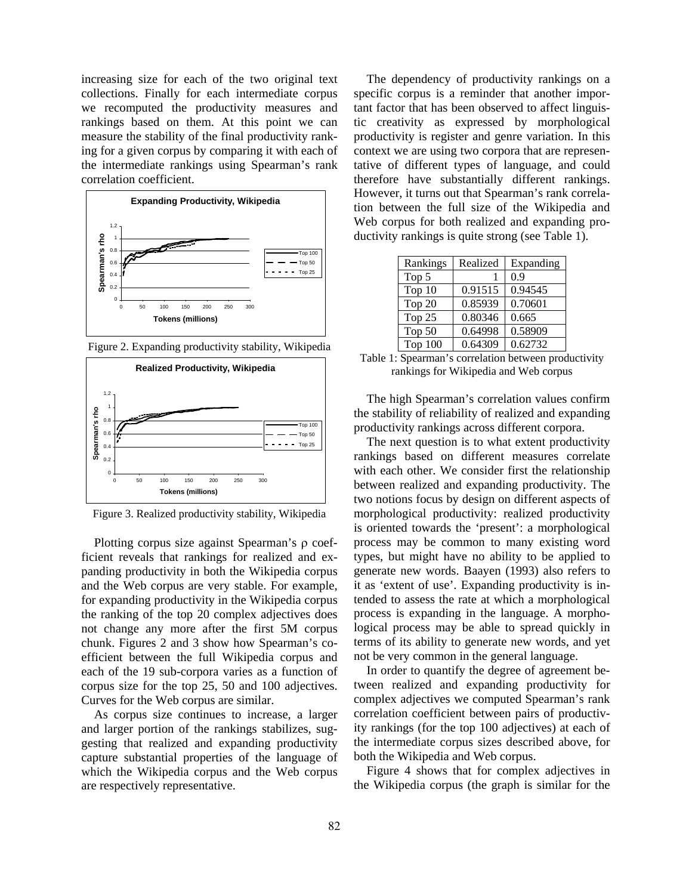increasing size for each of the two original text collections. Finally for each intermediate corpus we recomputed the productivity measures and rankings based on them. At this point we can measure the stability of the final productivity ranking for a given corpus by comparing it with each of the intermediate rankings using Spearman's rank correlation coefficient.

Figure 2. Expanding productivity stability, Wikipedia

Figure 3. Realized productivity stability, Wikipedia

Plotting corpus size against Spearman's $\rho$ coefficient reveals that rankings for realized and expanding productivity in both the Wikipedia corpus and the Web corpus are very stable. For example, for expanding productivity in the Wikipedia corpus the ranking of the top 20 complex adjectives does not change any more after the first 5M corpus chunk. Figures 2 and 3 show how Spearman's coefficient between the full Wikipedia corpus and each of the 19 sub-corpora varies as a function of corpus size for the top 25, 50 and 100 adjectives. Curves for the Web corpus are similar.

As corpus size continues to increase, a larger and larger portion of the rankings stabilizes, suggesting that realized and expanding productivity capture substantial properties of the language of which the Wikipedia corpus and the Web corpus are respectively representative.

The dependency of productivity rankings on a specific corpus is a reminder that another important factor that has been observed to affect linguistic creativity as expressed by morphological productivity is register and genre variation. In this context we are using two corpora that are representative of different types of language, and could therefore have substantially different rankings. However, it turns out that Spearman's rank correlation between the full size of the Wikipedia and Web corpus for both realized and expanding productivity rankings is quite strong (see Table 1).

| Rankings | Realized | Expanding |
|---|---|---|
| Top 5 | 1 | 0.9 |
| Top 10 | 0.91515 | 0.94545 |
| Top 20 | 0.85939 | 0.70601 |
| Top 25 | 0.80346 | 0.665 |
| Top 50 | 0.64998 | 0.58909 |
| Top 100 | 0.64309 | 0.62732 |

Table 1: Spearman's correlation between productivity rankings for Wikipedia and Web corpus

The high Spearman's correlation values confirm the stability of reliability of realized and expanding productivity rankings across different corpora.

The next question is to what extent productivity rankings based on different measures correlate with each other. We consider first the relationship between realized and expanding productivity. The two notions focus by design on different aspects of morphological productivity: realized productivity is oriented towards the 'present': a morphological process may be common to many existing word types, but might have no ability to be applied to generate new words. Baayen (1993) also refers to it as 'extent of use'. Expanding productivity is intended to assess the rate at which a morphological process is expanding in the language. A morphological process may be able to spread quickly in terms of its ability to generate new words, and yet not be very common in the general language.

In order to quantify the degree of agreement between realized and expanding productivity for complex adjectives we computed Spearman's rank correlation coefficient between pairs of productivity rankings (for the top 100 adjectives) at each of the intermediate corpus sizes described above, for both the Wikipedia and Web corpus.

Figure 4 shows that for complex adjectives in the Wikipedia corpus (the graph is similar for the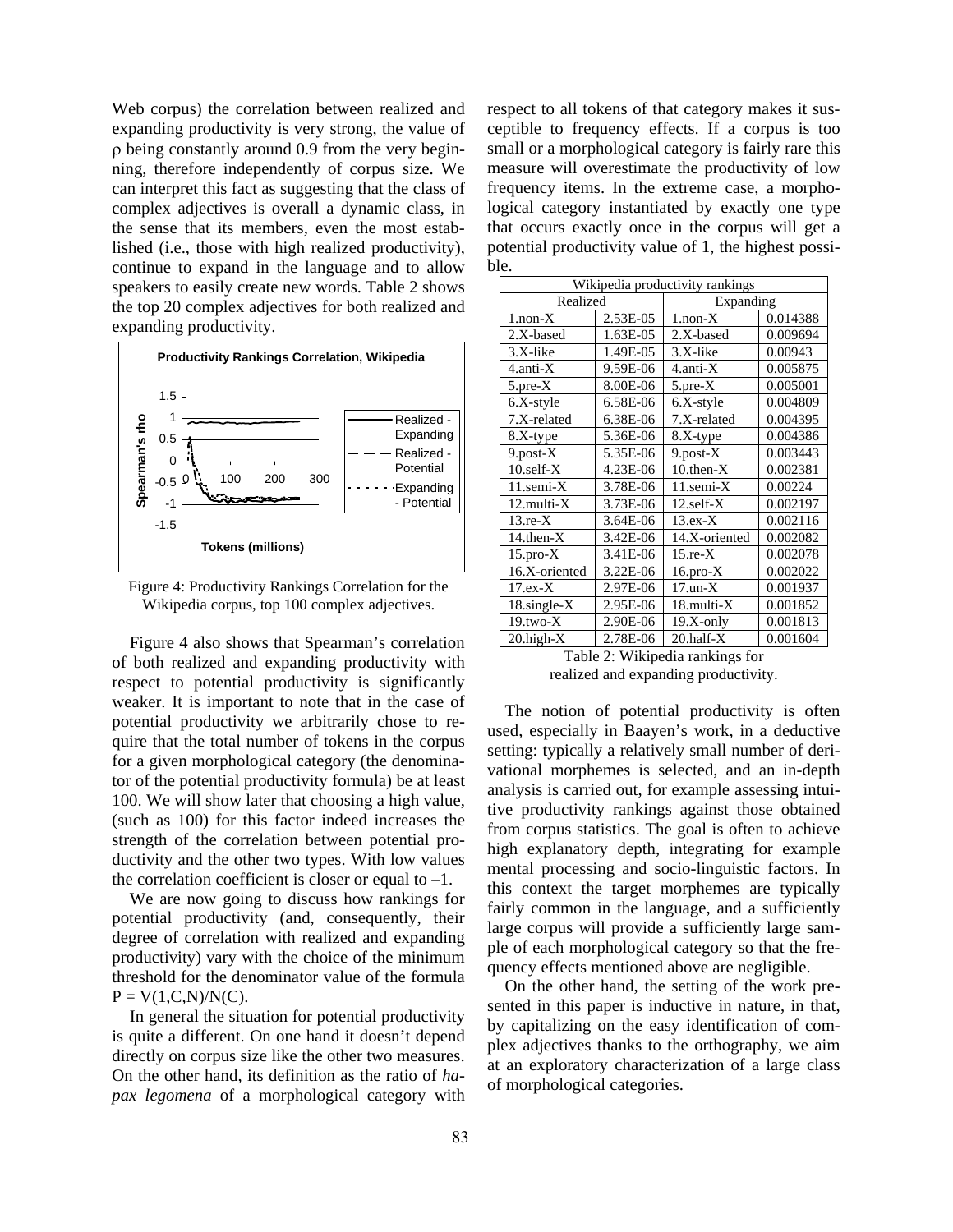Web corpus) the correlation between realized and expanding productivity is very strong, the value of ρ being constantly around 0.9 from the very beginning, therefore independently of corpus size. We can interpret this fact as suggesting that the class of complex adjectives is overall a dynamic class, in the sense that its members, even the most established (i.e., those with high realized productivity), continue to expand in the language and to allow speakers to easily create new words. Table 2 shows the top 20 complex adjectives for both realized and expanding productivity.

Figure 4: Productivity Rankings Correlation for the Wikipedia corpus, top 100 complex adjectives.

Figure 4 also shows that Spearman's correlation of both realized and expanding productivity with respect to potential productivity is significantly weaker. It is important to note that in the case of potential productivity we arbitrarily chose to require that the total number of tokens in the corpus for a given morphological category (the denominator of the potential productivity formula) be at least 100. We will show later that choosing a high value, (such as 100) for this factor indeed increases the strength of the correlation between potential productivity and the other two types. With low values the correlation coefficient is closer or equal to –1.

We are now going to discuss how rankings for potential productivity (and, consequently, their degree of correlation with realized and expanding productivity) vary with the choice of the minimum threshold for the denominator value of the formula $P = V(1,C,N)/N(C)$.

In general the situation for potential productivity is quite a different. On one hand it doesn't depend directly on corpus size like the other two measures. On the other hand, its definition as the ratio of *hapax legomena* of a morphological category with respect to all tokens of that category makes it susceptible to frequency effects. If a corpus is too small or a morphological category is fairly rare this measure will overestimate the productivity of low frequency items. In the extreme case, a morphological category instantiated by exactly one type that occurs exactly once in the corpus will get a potential productivity value of 1, the highest possible.

| Wikipedia productivity rankings | | | |
|---|---|---|---|
| Realized | | Expanding | |
| 1.non-X | 2.53E-05 | 1.non-X | 0.014388 |
| 2.X-based | 1.63E-05 | 2.X-based | 0.009694 |
| 3.X-like | 1.49E-05 | 3.X-like | 0.00943 |
| 4.anti-X | 9.59E-06 | 4.anti-X | 0.005875 |
| 5.pre-X | 8.00E-06 | 5.pre-X | 0.005001 |
| 6.X-style | 6.58E-06 | 6.X-style | 0.004809 |
| 7.X-related | 6.38E-06 | 7.X-related | 0.004395 |
| 8.X-type | 5.36E-06 | 8.X-type | 0.004386 |
| 9.post-X | 5.35E-06 | 9.post-X | 0.003443 |
| 10.self-X | 4.23E-06 | 10.then-X | 0.002381 |
| 11.semi-X | 3.78E-06 | 11.semi-X | 0.00224 |
| 12.multi-X | 3.73E-06 | 12.self-X | 0.002197 |
| 13.re-X | 3.64E-06 | 13.ex-X | 0.002116 |
| 14.then-X | 3.42E-06 | 14.X-oriented | 0.002082 |
| 15.pro-X | 3.41E-06 | 15.re-X | 0.002078 |
| 16.X-oriented | 3.22E-06 | 16.pro-X | 0.002022 |
| 17.ex-X | 2.97E-06 | 17.un-X | 0.001937 |
| 18.single-X | 2.95E-06 | 18.multi-X | 0.001852 |
| 19.two-X | 2.90E-06 | 19.X-only | 0.001813 |
| 20.high-X | 2.78E-06 | 20.half-X | 0.001604 |

Table 2: Wikipedia rankings for realized and expanding productivity.

The notion of potential productivity is often used, especially in Baayen's work, in a deductive setting: typically a relatively small number of derivational morphemes is selected, and an in-depth analysis is carried out, for example assessing intuitive productivity rankings against those obtained from corpus statistics. The goal is often to achieve high explanatory depth, integrating for example mental processing and socio-linguistic factors. In this context the target morphemes are typically fairly common in the language, and a sufficiently large corpus will provide a sufficiently large sample of each morphological category so that the frequency effects mentioned above are negligible.

On the other hand, the setting of the work presented in this paper is inductive in nature, in that, by capitalizing on the easy identification of complex adjectives thanks to the orthography, we aim at an exploratory characterization of a large class of morphological categories.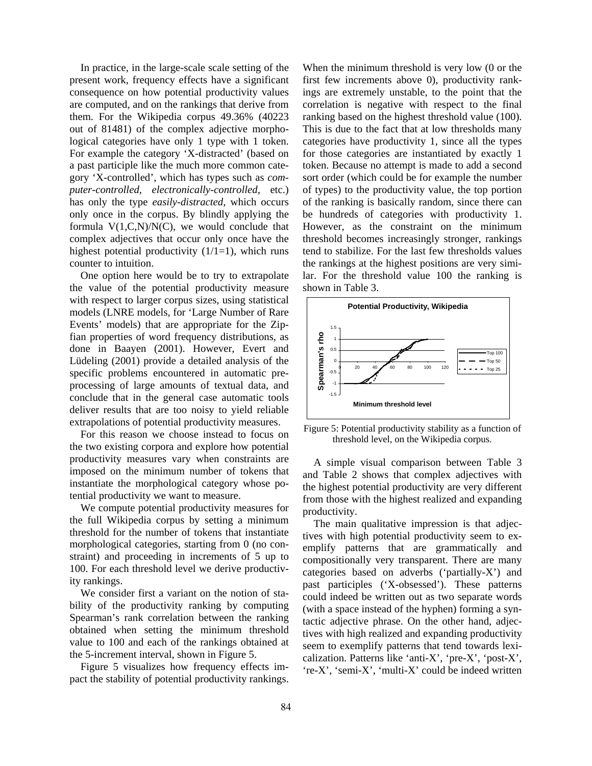In practice, in the large-scale scale setting of the present work, frequency effects have a significant consequence on how potential productivity values are computed, and on the rankings that derive from them. For the Wikipedia corpus 49.36% (40223 out of 81481) of the complex adjective morphological categories have only 1 type with 1 token. For example the category 'X-distracted' (based on a past participle like the much more common category 'X-controlled', which has types such as *computer-controlled*, *electronically-controlled*, etc.) has only the type *easily-distracted*, which occurs only once in the corpus. By blindly applying the formula V(1,C,N)/N(C), we would conclude that complex adjectives that occur only once have the highest potential productivity (1/1=1), which runs counter to intuition.

One option here would be to try to extrapolate the value of the potential productivity measure with respect to larger corpus sizes, using statistical models (LNRE models, for 'Large Number of Rare Events' models) that are appropriate for the Zipfian properties of word frequency distributions, as done in Baayen (2001). However, Evert and Lüdeling (2001) provide a detailed analysis of the specific problems encountered in automatic preprocessing of large amounts of textual data, and conclude that in the general case automatic tools deliver results that are too noisy to yield reliable extrapolations of potential productivity measures.

For this reason we choose instead to focus on the two existing corpora and explore how potential productivity measures vary when constraints are imposed on the minimum number of tokens that instantiate the morphological category whose potential productivity we want to measure.

We compute potential productivity measures for the full Wikipedia corpus by setting a minimum threshold for the number of tokens that instantiate morphological categories, starting from 0 (no constraint) and proceeding in increments of 5 up to 100. For each threshold level we derive productivity rankings.

We consider first a variant on the notion of stability of the productivity ranking by computing Spearman's rank correlation between the ranking obtained when setting the minimum threshold value to 100 and each of the rankings obtained at the 5-increment interval, shown in Figure 5.

Figure 5 visualizes how frequency effects impact the stability of potential productivity rankings. When the minimum threshold is very low (0 or the first few increments above 0), productivity rankings are extremely unstable, to the point that the correlation is negative with respect to the final ranking based on the highest threshold value (100). This is due to the fact that at low thresholds many categories have productivity 1, since all the types for those categories are instantiated by exactly 1 token. Because no attempt is made to add a second sort order (which could be for example the number of types) to the productivity value, the top portion of the ranking is basically random, since there can be hundreds of categories with productivity 1. However, as the constraint on the minimum threshold becomes increasingly stronger, rankings tend to stabilize. For the last few thresholds values the rankings at the highest positions are very similar. For the threshold value 100 the ranking is shown in Table 3.

Figure 5: Potential productivity stability as a function of threshold level, on the Wikipedia corpus.

A simple visual comparison between Table 3 and Table 2 shows that complex adjectives with the highest potential productivity are very different from those with the highest realized and expanding productivity.

The main qualitative impression is that adjectives with high potential productivity seem to exemplify patterns that are grammatically and compositionally very transparent. There are many categories based on adverbs ('partially-X') and past participles ('X-obsessed'). These patterns could indeed be written out as two separate words (with a space instead of the hyphen) forming a syntactic adjective phrase. On the other hand, adjectives with high realized and expanding productivity seem to exemplify patterns that tend towards lexicalization. Patterns like 'anti-X', 'pre-X', 'post-X', 're-X', 'semi-X', 'multi-X' could be indeed written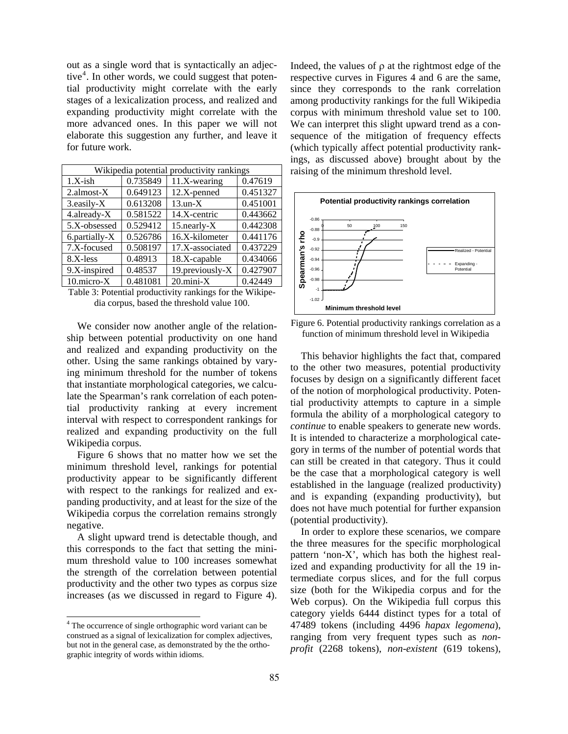out as a single word that is syntactically an adjective[4]. In other words, we could suggest that potential productivity might correlate with the early stages of a lexicalization process, and realized and expanding productivity might correlate with the more advanced ones. In this paper we will not elaborate this suggestion any further, and leave it for future work.

| Wikipedia potential productivity rankings | | | |
|---|---|---|---|
| 1.X-ish | 0.735849 | 11.X-wearing | 0.47619 |
| 2.almost-X | 0.649123 | 12.X-penned | 0.451327 |
| 3.easily-X | 0.613208 | 13.un-X | 0.451001 |
| 4.already-X | 0.581522 | 14.X-centric | 0.443662 |
| 5.X-obsessed | 0.529412 | 15.nearly-X | 0.442308 |
| 6.partially-X | 0.526786 | 16.X-kilometer | 0.441176 |
| 7.X-focused | 0.508197 | 17.X-associated | 0.437229 |
| 8.X-less | 0.48913 | 18.X-capable | 0.434066 |
| 9.X-inspired | 0.48537 | 19.previously-X | 0.427907 |
| 10.micro-X | 0.481081 | 20.mini-X | 0.42449 |

Table 3: Potential productivity rankings for the Wikipedia corpus, based the threshold value 100.

We consider now another angle of the relationship between potential productivity on one hand and realized and expanding productivity on the other. Using the same rankings obtained by varying minimum threshold for the number of tokens that instantiate morphological categories, we calculate the Spearman's rank correlation of each potential productivity ranking at every increment interval with respect to correspondent rankings for realized and expanding productivity on the full Wikipedia corpus.

Figure 6 shows that no matter how we set the minimum threshold level, rankings for potential productivity appear to be significantly different with respect to the rankings for realized and expanding productivity, and at least for the size of the Wikipedia corpus the correlation remains strongly negative.

A slight upward trend is detectable though, and this corresponds to the fact that setting the minimum threshold value to 100 increases somewhat the strength of the correlation between potential productivity and the other two types as corpus size increases (as we discussed in regard to Figure 4). Indeed, the values of ρ at the rightmost edge of the respective curves in Figures 4 and 6 are the same, since they corresponds to the rank correlation among productivity rankings for the full Wikipedia corpus with minimum threshold value set to 100. We can interpret this slight upward trend as a consequence of the mitigation of frequency effects (which typically affect potential productivity rankings, as discussed above) brought about by the raising of the minimum threshold level.

Figure 6. Potential productivity rankings correlation as a function of minimum threshold level in Wikipedia

This behavior highlights the fact that, compared to the other two measures, potential productivity focuses by design on a significantly different facet of the notion of morphological productivity. Potential productivity attempts to capture in a simple formula the ability of a morphological category to *continue* to enable speakers to generate new words. It is intended to characterize a morphological category in terms of the number of potential words that can still be created in that category. Thus it could be the case that a morphological category is well established in the language (realized productivity) and is expanding (expanding productivity), but does not have much potential for further expansion (potential productivity).

In order to explore these scenarios, we compare the three measures for the specific morphological pattern 'non-X', which has both the highest realized and expanding productivity for all the 19 intermediate corpus slices, and for the full corpus size (both for the Wikipedia corpus and for the Web corpus). On the Wikipedia full corpus this category yields 6444 distinct types for a total of 47489 tokens (including 4496 *hapax legomena*), ranging from very frequent types such as *non-profit* (2268 tokens), *non-existent* (619 tokens),

[4] The occurrence of single orthographic word variant can be construed as a signal of lexicalization for complex adjectives, but not in the general case, as demonstrated by the the orthographic integrity of words within idioms.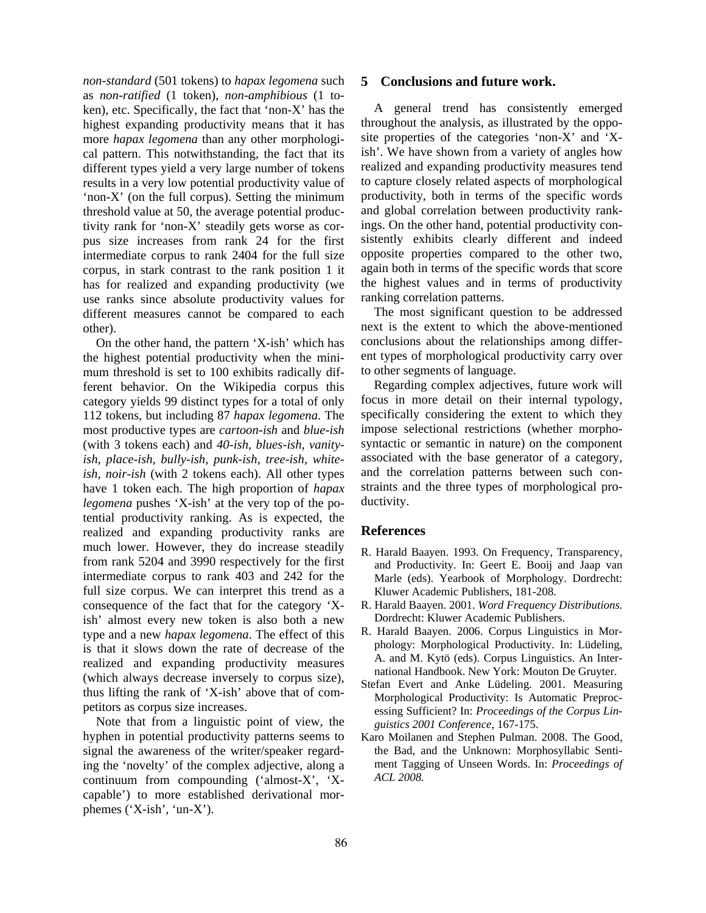*non-standard* (501 tokens) to *hapax legomena* such as *non-ratified* (1 token), *non-amphibious* (1 token), etc. Specifically, the fact that 'non-X' has the highest expanding productivity means that it has more *hapax legomena* than any other morphological pattern. This notwithstanding, the fact that its different types yield a very large number of tokens results in a very low potential productivity value of 'non-X' (on the full corpus). Setting the minimum threshold value at 50, the average potential productivity rank for 'non-X' steadily gets worse as corpus size increases from rank 24 for the first intermediate corpus to rank 2404 for the full size corpus, in stark contrast to the rank position 1 it has for realized and expanding productivity (we use ranks since absolute productivity values for different measures cannot be compared to each other).

On the other hand, the pattern 'X-ish' which has the highest potential productivity when the minimum threshold is set to 100 exhibits radically different behavior. On the Wikipedia corpus this category yields 99 distinct types for a total of only 112 tokens, but including 87 *hapax legomena.* The most productive types are *cartoon-ish* and *blue-ish* (with 3 tokens each) and *40-ish*, *blues-ish*, *vanity-ish*, *place-ish*, *bully-ish*, *punk-ish*, *tree-ish*, *white-ish*, *noir-ish* (with 2 tokens each). All other types have 1 token each. The high proportion of *hapax legomena* pushes 'X-ish' at the very top of the potential productivity ranking. As is expected, the realized and expanding productivity ranks are much lower. However, they do increase steadily from rank 5204 and 3990 respectively for the first intermediate corpus to rank 403 and 242 for the full size corpus. We can interpret this trend as a consequence of the fact that for the category 'X-ish' almost every new token is also both a new type and a new *hapax legomena*. The effect of this is that it slows down the rate of decrease of the realized and expanding productivity measures (which always decrease inversely to corpus size), thus lifting the rank of 'X-ish' above that of competitors as corpus size increases.

Note that from a linguistic point of view, the hyphen in potential productivity patterns seems to signal the awareness of the writer/speaker regarding the 'novelty' of the complex adjective, along a continuum from compounding ('almost-X', 'X-capable') to more established derivational morphemes ('X-ish', 'un-X').

## 5 Conclusions and future work.

A general trend has consistently emerged throughout the analysis, as illustrated by the opposite properties of the categories 'non-X' and 'X-ish'. We have shown from a variety of angles how realized and expanding productivity measures tend to capture closely related aspects of morphological productivity, both in terms of the specific words and global correlation between productivity rankings. On the other hand, potential productivity consistently exhibits clearly different and indeed opposite properties compared to the other two, again both in terms of the specific words that score the highest values and in terms of productivity ranking correlation patterns.

The most significant question to be addressed next is the extent to which the above-mentioned conclusions about the relationships among different types of morphological productivity carry over to other segments of language.

Regarding complex adjectives, future work will focus in more detail on their internal typology, specifically considering the extent to which they impose selectional restrictions (whether morpho-syntactic or semantic in nature) on the component associated with the base generator of a category, and the correlation patterns between such constraints and the three types of morphological productivity.

## References

R. Harald Baayen. 1993. On Frequency, Transparency, and Productivity. In: Geert E. Booij and Jaap van Marle (eds). Yearbook of Morphology. Dordrecht: Kluwer Academic Publishers, 181-208.

R. Harald Baayen. 2001. *Word Frequency Distributions.* Dordrecht: Kluwer Academic Publishers.

R. Harald Baayen. 2006. Corpus Linguistics in Morphology: Morphological Productivity. In: Lüdeling, A. and M. Kytö (eds). Corpus Linguistics. An International Handbook. New York: Mouton De Gruyter.

Stefan Evert and Anke Lüdeling. 2001. Measuring Morphological Productivity: Is Automatic Preprocessing Sufficient? In: *Proceedings of the Corpus Linguistics 2001 Conference*, 167-175.

Karo Moilanen and Stephen Pulman. 2008. The Good, the Bad, and the Unknown: Morphosyllabic Sentiment Tagging of Unseen Words. In: *Proceedings of ACL 2008.*